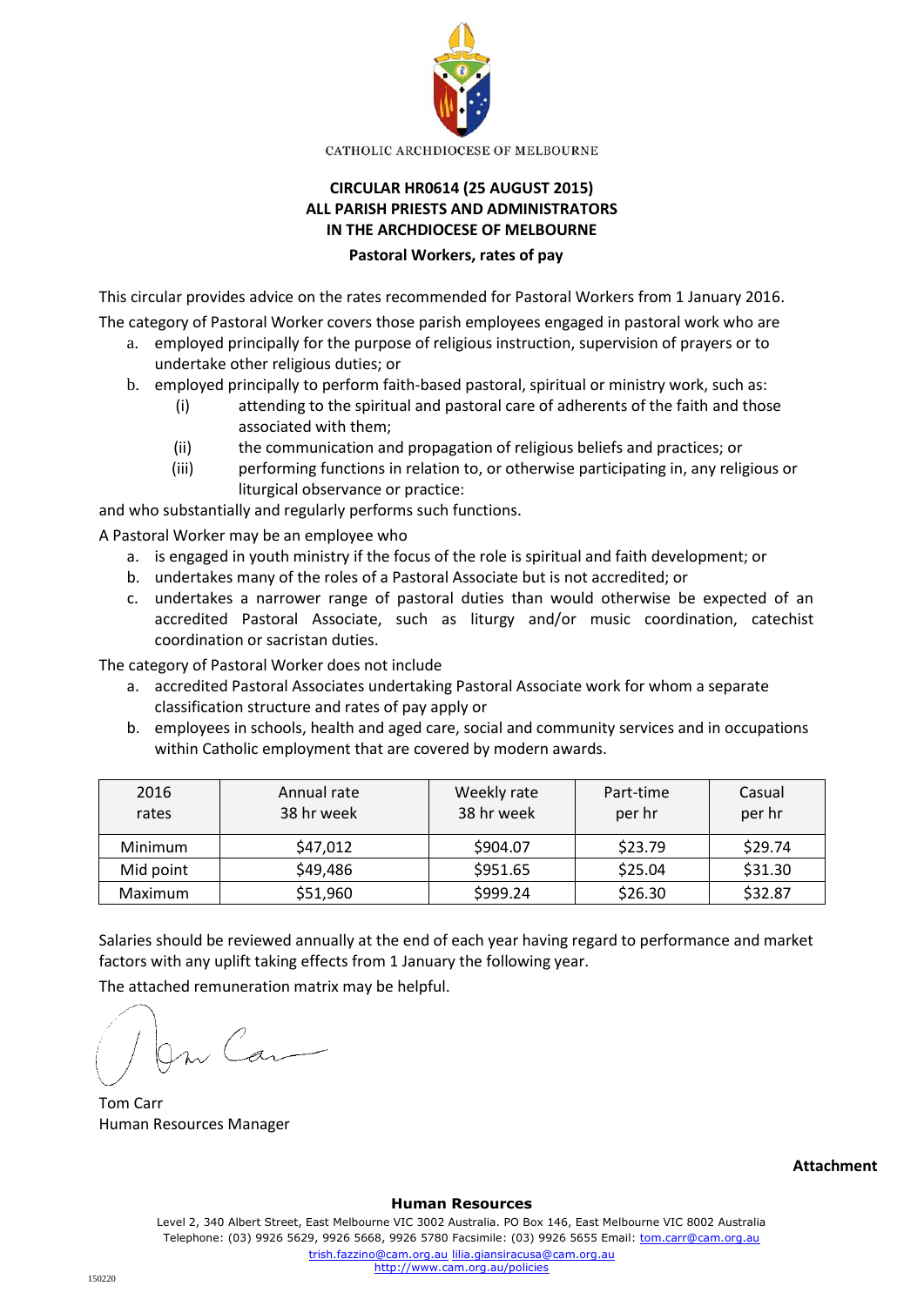CATHOLIC ARCHDIOCESE OF MELBOURNE

**CIRCULAR HR0614 (25 AUGUST 2015)**
**ALL PARISH PRIESTS AND ADMINISTRATORS**
**IN THE ARCHDIOCESE OF MELBOURNE**

**Pastoral Workers, rates of pay**

This circular provides advice on the rates recommended for Pastoral Workers from 1 January 2016.

The category of Pastoral Worker covers those parish employees engaged in pastoral work who are

a. employed principally for the purpose of religious instruction, supervision of prayers or to undertake other religious duties; or
b. employed principally to perform faith-based pastoral, spiritual or ministry work, such as:
   (i) attending to the spiritual and pastoral care of adherents of the faith and those associated with them;
   (ii) the communication and propagation of religious beliefs and practices; or
   (iii) performing functions in relation to, or otherwise participating in, any religious or liturgical observance or practice:

and who substantially and regularly performs such functions.

A Pastoral Worker may be an employee who

a. is engaged in youth ministry if the focus of the role is spiritual and faith development; or
b. undertakes many of the roles of a Pastoral Associate but is not accredited; or
c. undertakes a narrower range of pastoral duties than would otherwise be expected of an accredited Pastoral Associate, such as liturgy and/or music coordination, catechist coordination or sacristan duties.

The category of Pastoral Worker does not include

a. accredited Pastoral Associates undertaking Pastoral Associate work for whom a separate classification structure and rates of pay apply or
b. employees in schools, health and aged care, social and community services and in occupations within Catholic employment that are covered by modern awards.

| 2016 rates | Annual rate 38 hr week | Weekly rate 38 hr week | Part-time per hr | Casual per hr |
|---|---|---|---|---|
| Minimum | $47,012 | $904.07 | $23.79 | $29.74 |
| Mid point | $49,486 | $951.65 | $25.04 | $31.30 |
| Maximum | $51,960 | $999.24 | $26.30 | $32.87 |

Salaries should be reviewed annually at the end of each year having regard to performance and market factors with any uplift taking effects from 1 January the following year.

The attached remuneration matrix may be helpful.

Tom Carr
Human Resources Manager

**Attachment**

**Human Resources**
Level 2, 340 Albert Street, East Melbourne VIC 3002 Australia. PO Box 146, East Melbourne VIC 8002 Australia
Telephone: (03) 9926 5629, 9926 5668, 9926 5780 Facsimile: (03) 9926 5655 Email: tom.carr@cam.org.au
trish.fazzino@cam.org.au lilia.giansiracusa@cam.org.au
http://www.cam.org.au/policies

150220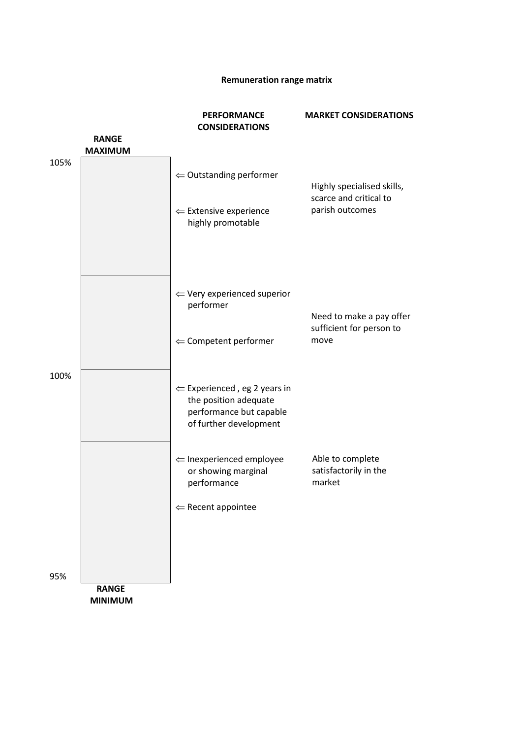**Remuneration range matrix**

**PERFORMANCE CONSIDERATIONS**

**MARKET CONSIDERATIONS**

**RANGE MAXIMUM**

105%

⇐ Outstanding performer

⇐ Extensive experience highly promotable

Highly specialised skills, scarce and critical to parish outcomes

⇐ Very experienced superior performer

⇐ Competent performer

Need to make a pay offer sufficient for person to move

100%

⇐ Experienced , eg 2 years in the position adequate performance but capable of further development

⇐ Inexperienced employee or showing marginal performance

⇐ Recent appointee

Able to complete satisfactorily in the market

95%

**RANGE MINIMUM**